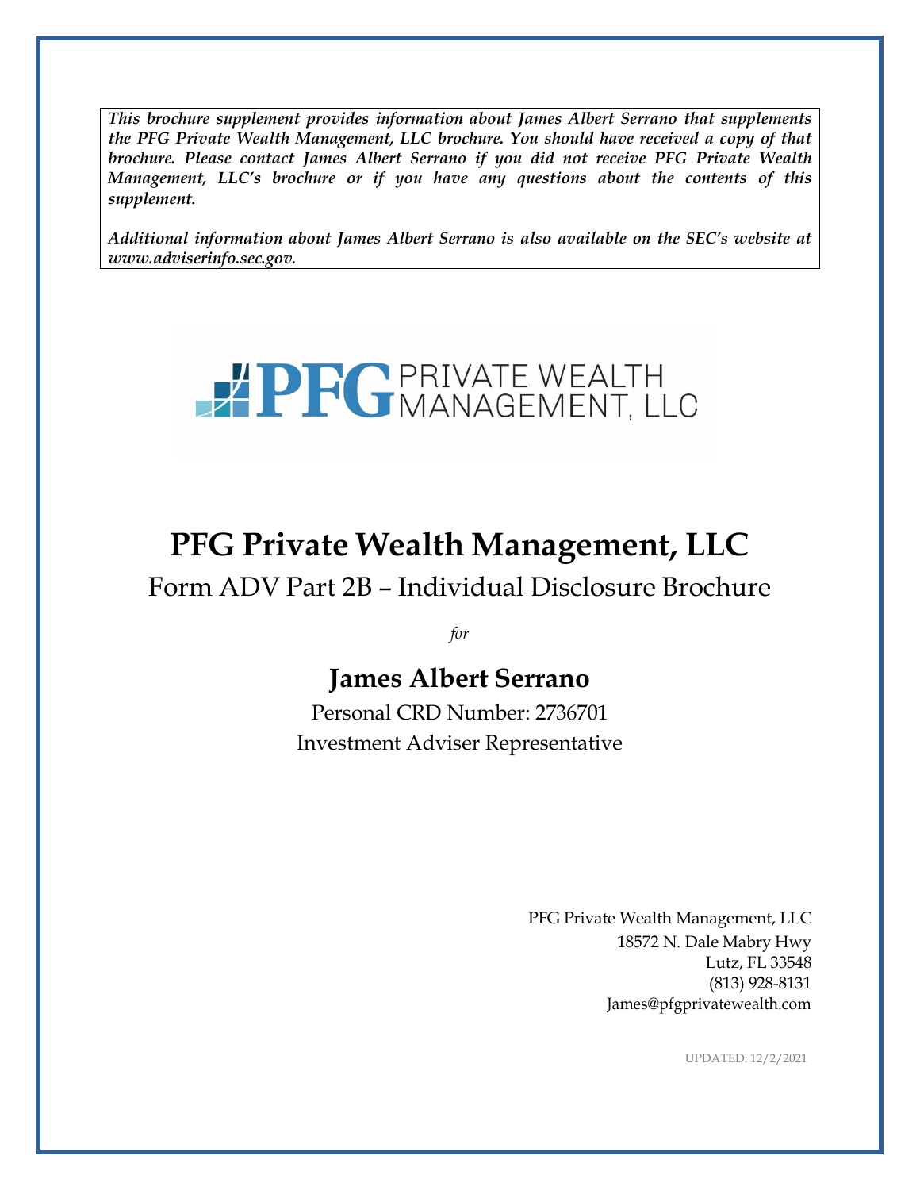***This brochure supplement provides information about James Albert Serrano that supplements the PFG Private Wealth Management, LLC brochure. You should have received a copy of that brochure. Please contact James Albert Serrano if you did not receive PFG Private Wealth Management, LLC's brochure or if you have any questions about the contents of this supplement.***

***Additional information about James Albert Serrano is also available on the SEC's website at www.adviserinfo.sec.gov.***

PFG PRIVATE WEALTH MANAGEMENT, LLC

# PFG Private Wealth Management, LLC

Form ADV Part 2B – Individual Disclosure Brochure

*for*

## James Albert Serrano

Personal CRD Number: 2736701

Investment Adviser Representative

PFG Private Wealth Management, LLC
18572 N. Dale Mabry Hwy
Lutz, FL 33548
(813) 928-8131
James@pfgprivatewealth.com

UPDATED: 12/2/2021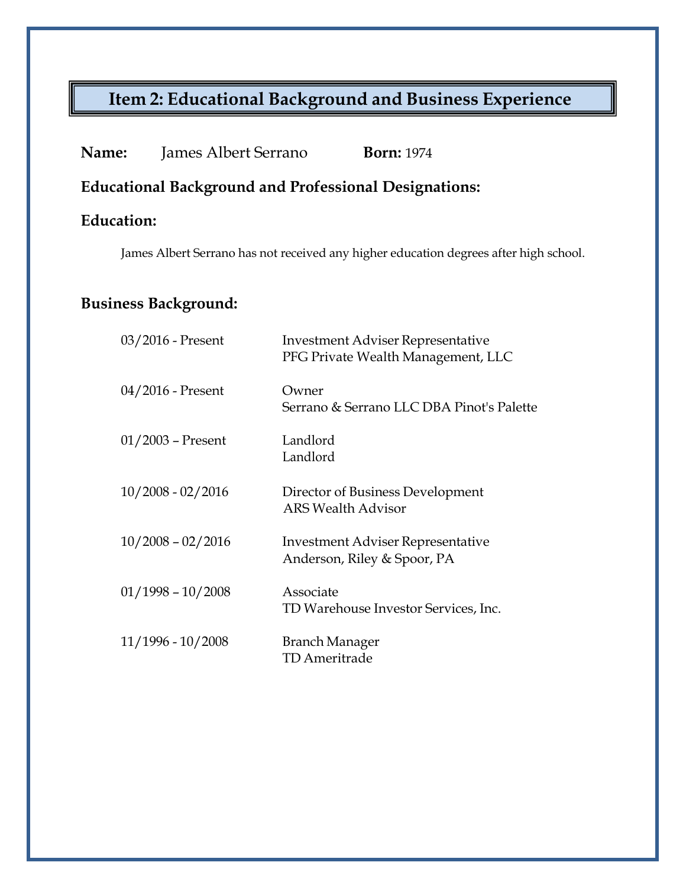# Item 2: Educational Background and Business Experience

**Name:** James Albert Serrano **Born:** 1974

**Educational Background and Professional Designations:**

**Education:**

James Albert Serrano has not received any higher education degrees after high school.

**Business Background:**

| | |
|---|---|
| 03/2016 - Present | Investment Adviser Representative<br>PFG Private Wealth Management, LLC |
| 04/2016 - Present | Owner<br>Serrano & Serrano LLC DBA Pinot's Palette |
| 01/2003 – Present | Landlord<br>Landlord |
| 10/2008 - 02/2016 | Director of Business Development<br>ARS Wealth Advisor |
| 10/2008 – 02/2016 | Investment Adviser Representative<br>Anderson, Riley & Spoor, PA |
| 01/1998 – 10/2008 | Associate<br>TD Warehouse Investor Services, Inc. |
| 11/1996 - 10/2008 | Branch Manager<br>TD Ameritrade |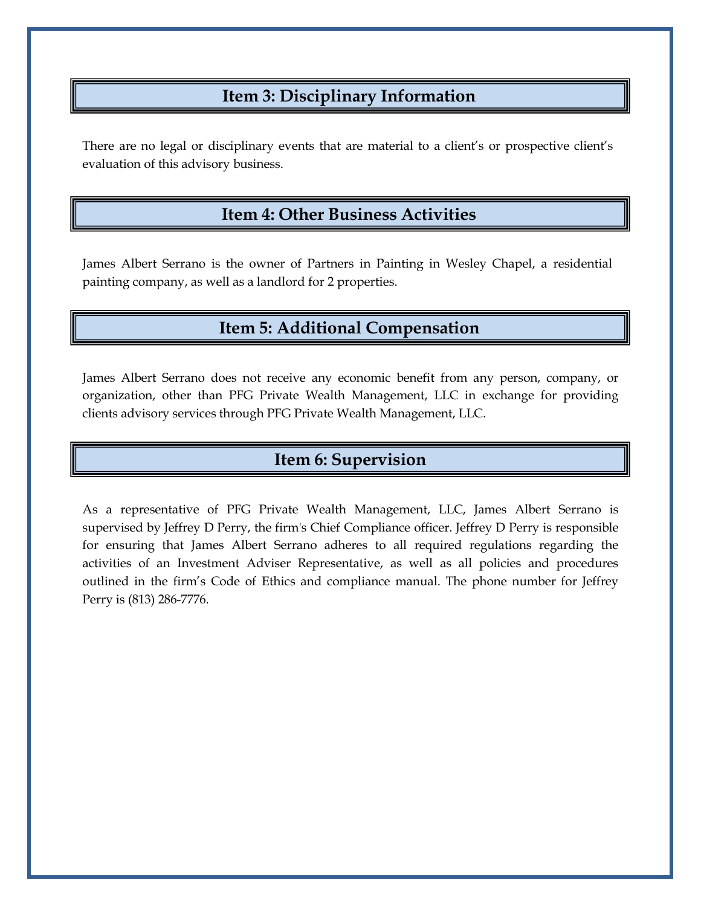## Item 3: Disciplinary Information

There are no legal or disciplinary events that are material to a client's or prospective client's evaluation of this advisory business.

## Item 4: Other Business Activities

James Albert Serrano is the owner of Partners in Painting in Wesley Chapel, a residential painting company, as well as a landlord for 2 properties.

## Item 5: Additional Compensation

James Albert Serrano does not receive any economic benefit from any person, company, or organization, other than PFG Private Wealth Management, LLC in exchange for providing clients advisory services through PFG Private Wealth Management, LLC.

## Item 6: Supervision

As a representative of PFG Private Wealth Management, LLC, James Albert Serrano is supervised by Jeffrey D Perry, the firm's Chief Compliance officer. Jeffrey D Perry is responsible for ensuring that James Albert Serrano adheres to all required regulations regarding the activities of an Investment Adviser Representative, as well as all policies and procedures outlined in the firm's Code of Ethics and compliance manual. The phone number for Jeffrey Perry is (813) 286-7776.